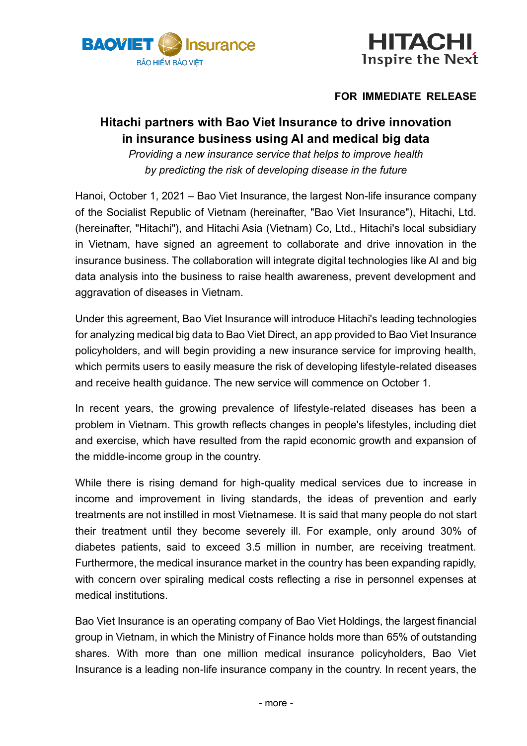**FOR IMMEDIATE RELEASE**

# Hitachi partners with Bao Viet Insurance to drive innovation in insurance business using AI and medical big data

*Providing a new insurance service that helps to improve health by predicting the risk of developing disease in the future*

Hanoi, October 1, 2021 – Bao Viet Insurance, the largest Non-life insurance company of the Socialist Republic of Vietnam (hereinafter, "Bao Viet Insurance"), Hitachi, Ltd. (hereinafter, "Hitachi"), and Hitachi Asia (Vietnam) Co, Ltd., Hitachi's local subsidiary in Vietnam, have signed an agreement to collaborate and drive innovation in the insurance business. The collaboration will integrate digital technologies like AI and big data analysis into the business to raise health awareness, prevent development and aggravation of diseases in Vietnam.

Under this agreement, Bao Viet Insurance will introduce Hitachi's leading technologies for analyzing medical big data to Bao Viet Direct, an app provided to Bao Viet Insurance policyholders, and will begin providing a new insurance service for improving health, which permits users to easily measure the risk of developing lifestyle-related diseases and receive health guidance. The new service will commence on October 1.

In recent years, the growing prevalence of lifestyle-related diseases has been a problem in Vietnam. This growth reflects changes in people's lifestyles, including diet and exercise, which have resulted from the rapid economic growth and expansion of the middle-income group in the country.

While there is rising demand for high-quality medical services due to increase in income and improvement in living standards, the ideas of prevention and early treatments are not instilled in most Vietnamese. It is said that many people do not start their treatment until they become severely ill. For example, only around 30% of diabetes patients, said to exceed 3.5 million in number, are receiving treatment. Furthermore, the medical insurance market in the country has been expanding rapidly, with concern over spiraling medical costs reflecting a rise in personnel expenses at medical institutions.

Bao Viet Insurance is an operating company of Bao Viet Holdings, the largest financial group in Vietnam, in which the Ministry of Finance holds more than 65% of outstanding shares. With more than one million medical insurance policyholders, Bao Viet Insurance is a leading non-life insurance company in the country. In recent years, the

- more -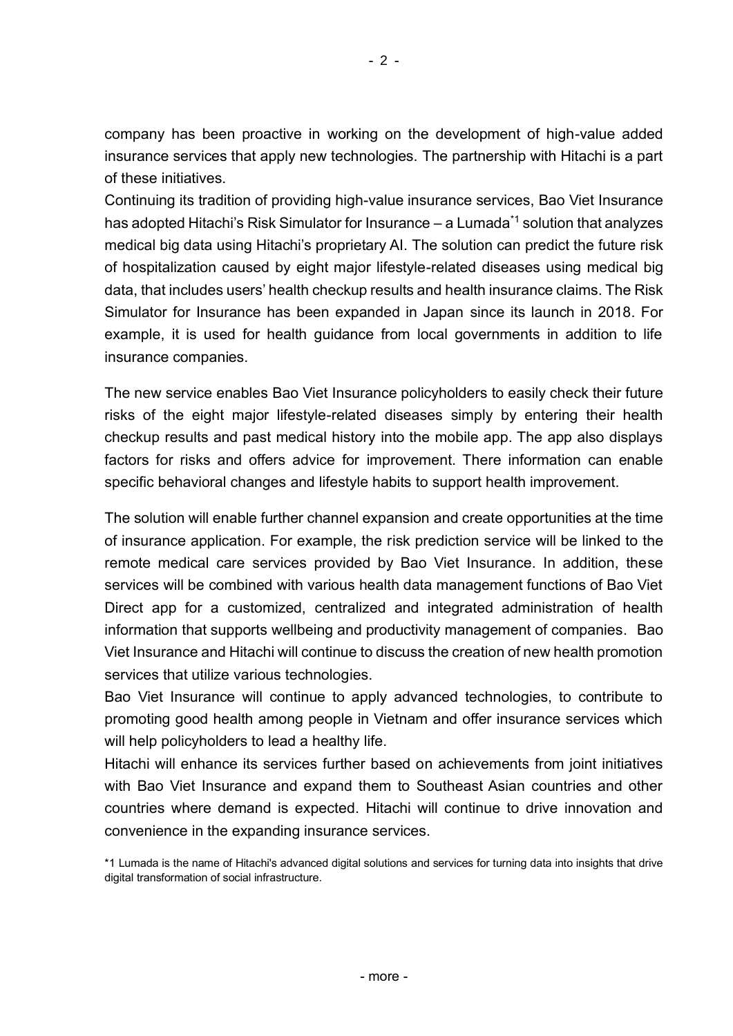company has been proactive in working on the development of high-value added insurance services that apply new technologies. The partnership with Hitachi is a part of these initiatives.

Continuing its tradition of providing high-value insurance services, Bao Viet Insurance has adopted Hitachi's Risk Simulator for Insurance – a Lumada[*1] solution that analyzes medical big data using Hitachi's proprietary AI. The solution can predict the future risk of hospitalization caused by eight major lifestyle-related diseases using medical big data, that includes users' health checkup results and health insurance claims. The Risk Simulator for Insurance has been expanded in Japan since its launch in 2018. For example, it is used for health guidance from local governments in addition to life insurance companies.

The new service enables Bao Viet Insurance policyholders to easily check their future risks of the eight major lifestyle-related diseases simply by entering their health checkup results and past medical history into the mobile app. The app also displays factors for risks and offers advice for improvement. There information can enable specific behavioral changes and lifestyle habits to support health improvement.

The solution will enable further channel expansion and create opportunities at the time of insurance application. For example, the risk prediction service will be linked to the remote medical care services provided by Bao Viet Insurance. In addition, these services will be combined with various health data management functions of Bao Viet Direct app for a customized, centralized and integrated administration of health information that supports wellbeing and productivity management of companies. Bao Viet Insurance and Hitachi will continue to discuss the creation of new health promotion services that utilize various technologies.

Bao Viet Insurance will continue to apply advanced technologies, to contribute to promoting good health among people in Vietnam and offer insurance services which will help policyholders to lead a healthy life.

Hitachi will enhance its services further based on achievements from joint initiatives with Bao Viet Insurance and expand them to Southeast Asian countries and other countries where demand is expected. Hitachi will continue to drive innovation and convenience in the expanding insurance services.

*1 Lumada is the name of Hitachi's advanced digital solutions and services for turning data into insights that drive digital transformation of social infrastructure.

- more -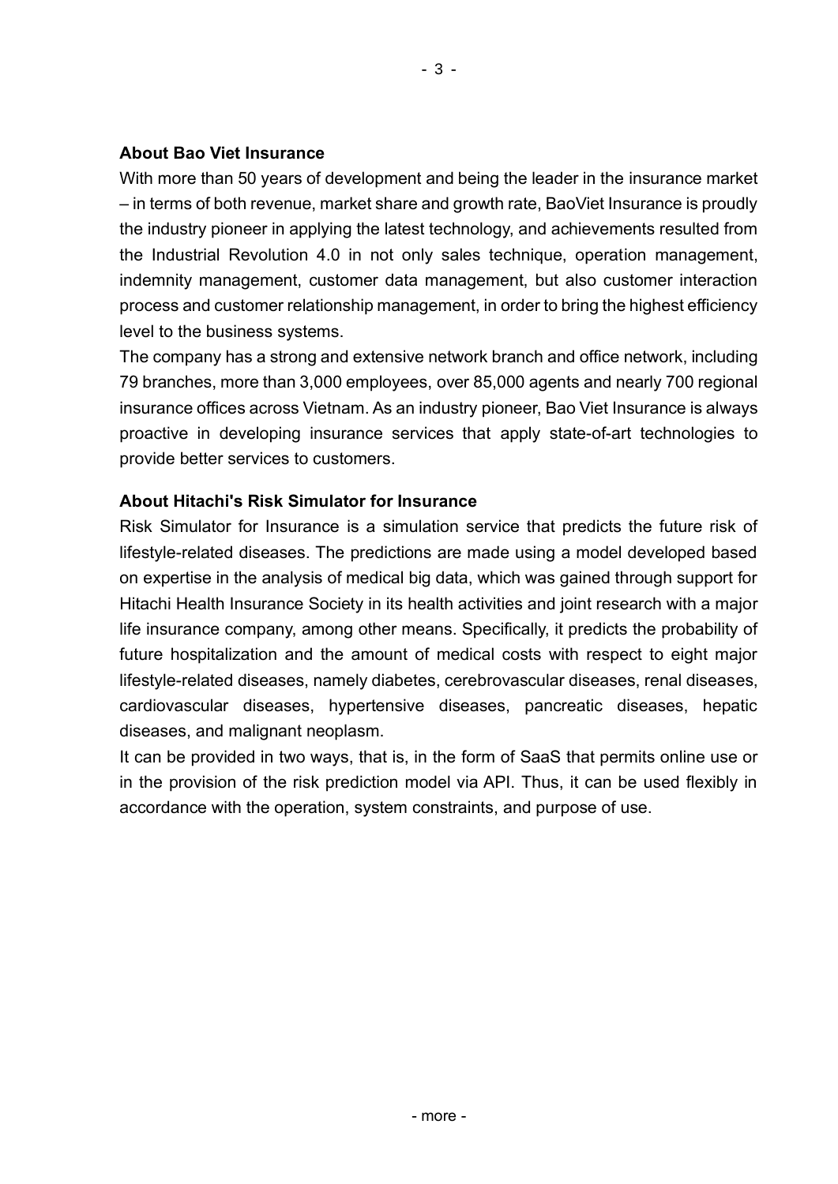**About Bao Viet Insurance**

With more than 50 years of development and being the leader in the insurance market – in terms of both revenue, market share and growth rate, BaoViet Insurance is proudly the industry pioneer in applying the latest technology, and achievements resulted from the Industrial Revolution 4.0 in not only sales technique, operation management, indemnity management, customer data management, but also customer interaction process and customer relationship management, in order to bring the highest efficiency level to the business systems.

The company has a strong and extensive network branch and office network, including 79 branches, more than 3,000 employees, over 85,000 agents and nearly 700 regional insurance offices across Vietnam. As an industry pioneer, Bao Viet Insurance is always proactive in developing insurance services that apply state-of-art technologies to provide better services to customers.

**About Hitachi's Risk Simulator for Insurance**

Risk Simulator for Insurance is a simulation service that predicts the future risk of lifestyle-related diseases. The predictions are made using a model developed based on expertise in the analysis of medical big data, which was gained through support for Hitachi Health Insurance Society in its health activities and joint research with a major life insurance company, among other means. Specifically, it predicts the probability of future hospitalization and the amount of medical costs with respect to eight major lifestyle-related diseases, namely diabetes, cerebrovascular diseases, renal diseases, cardiovascular diseases, hypertensive diseases, pancreatic diseases, hepatic diseases, and malignant neoplasm.

It can be provided in two ways, that is, in the form of SaaS that permits online use or in the provision of the risk prediction model via API. Thus, it can be used flexibly in accordance with the operation, system constraints, and purpose of use.

- more -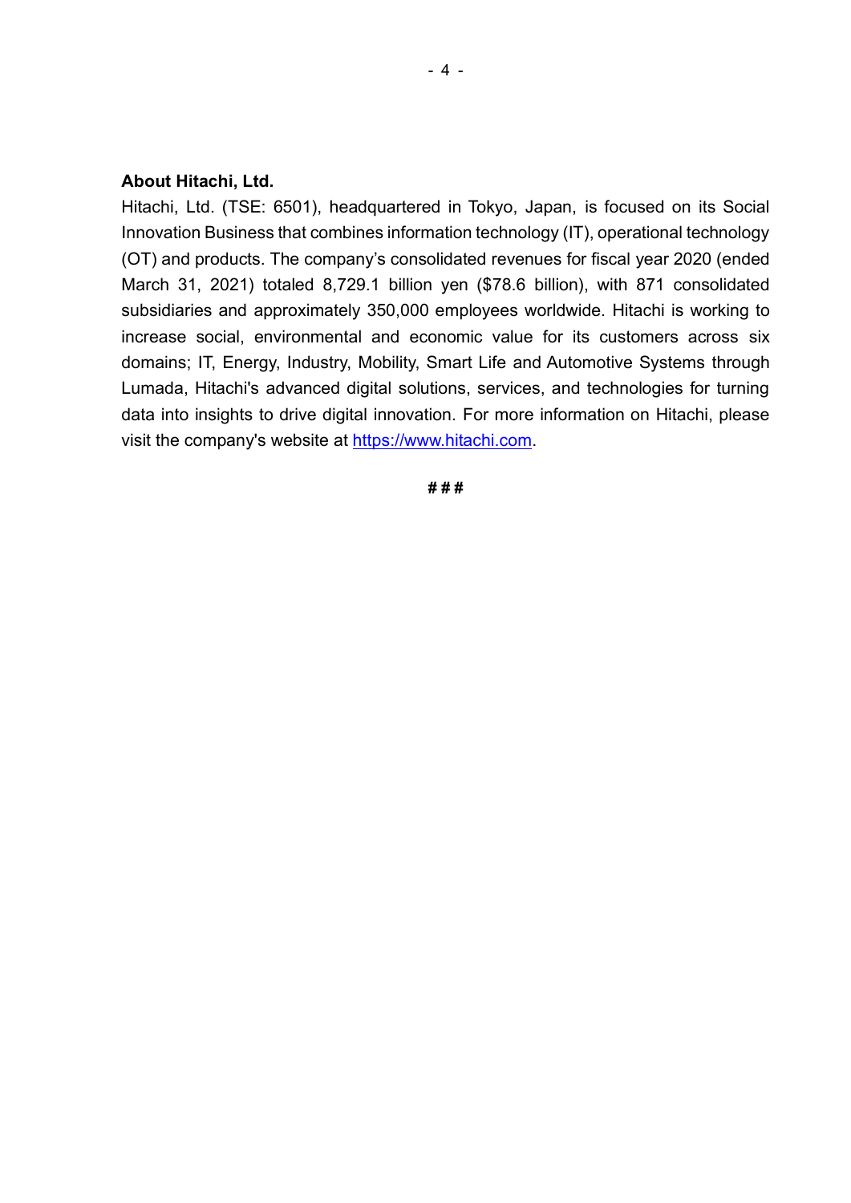**About Hitachi, Ltd.**

Hitachi, Ltd. (TSE: 6501), headquartered in Tokyo, Japan, is focused on its Social Innovation Business that combines information technology (IT), operational technology (OT) and products. The company's consolidated revenues for fiscal year 2020 (ended March 31, 2021) totaled 8,729.1 billion yen ($78.6 billion), with 871 consolidated subsidiaries and approximately 350,000 employees worldwide. Hitachi is working to increase social, environmental and economic value for its customers across six domains; IT, Energy, Industry, Mobility, Smart Life and Automotive Systems through Lumada, Hitachi's advanced digital solutions, services, and technologies for turning data into insights to drive digital innovation. For more information on Hitachi, please visit the company's website at [https://www.hitachi.com](https://www.hitachi.com).

**# # #**